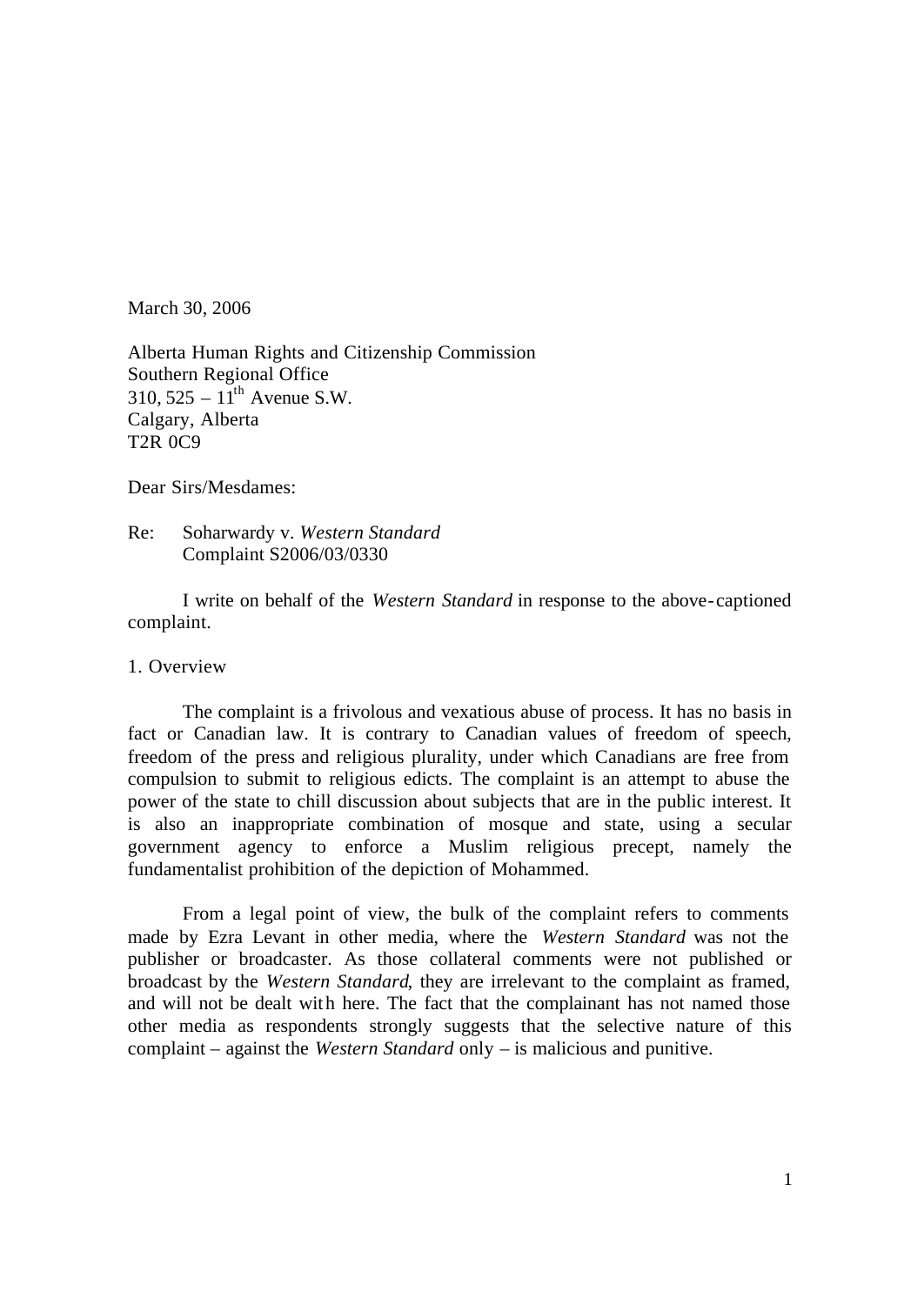March 30, 2006

Alberta Human Rights and Citizenship Commission
Southern Regional Office
310, 525 – 11th Avenue S.W.
Calgary, Alberta
T2R 0C9

Dear Sirs/Mesdames:

Re: Soharwardy v. *Western Standard*
Complaint S2006/03/0330

I write on behalf of the *Western Standard* in response to the above-captioned complaint.

## 1. Overview

The complaint is a frivolous and vexatious abuse of process. It has no basis in fact or Canadian law. It is contrary to Canadian values of freedom of speech, freedom of the press and religious plurality, under which Canadians are free from compulsion to submit to religious edicts. The complaint is an attempt to abuse the power of the state to chill discussion about subjects that are in the public interest. It is also an inappropriate combination of mosque and state, using a secular government agency to enforce a Muslim religious precept, namely the fundamentalist prohibition of the depiction of Mohammed.

From a legal point of view, the bulk of the complaint refers to comments made by Ezra Levant in other media, where the *Western Standard* was not the publisher or broadcaster. As those collateral comments were not published or broadcast by the *Western Standard*, they are irrelevant to the complaint as framed, and will not be dealt with here. The fact that the complainant has not named those other media as respondents strongly suggests that the selective nature of this complaint – against the *Western Standard* only – is malicious and punitive.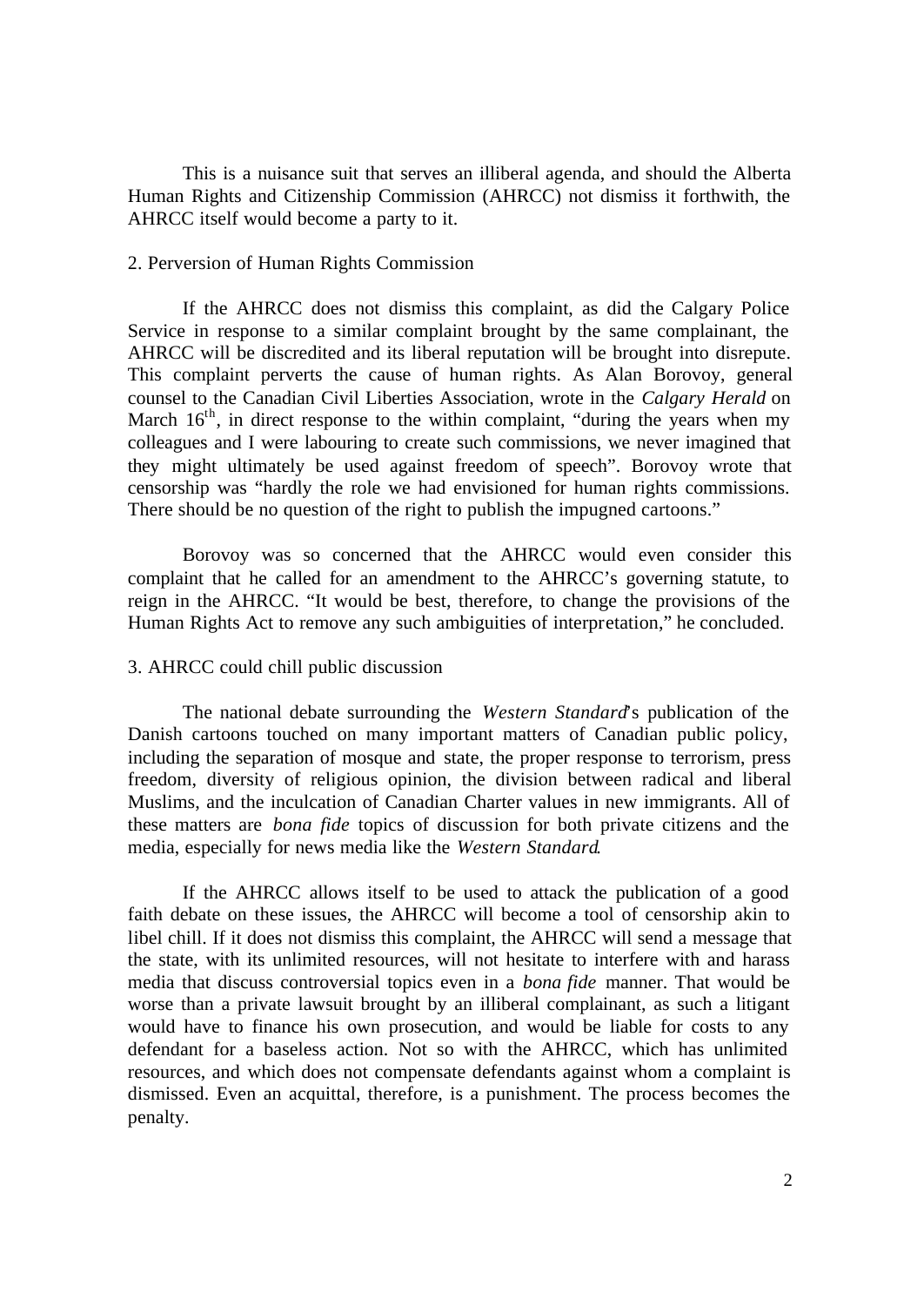This is a nuisance suit that serves an illiberal agenda, and should the Alberta Human Rights and Citizenship Commission (AHRCC) not dismiss it forthwith, the AHRCC itself would become a party to it.

2. Perversion of Human Rights Commission

If the AHRCC does not dismiss this complaint, as did the Calgary Police Service in response to a similar complaint brought by the same complainant, the AHRCC will be discredited and its liberal reputation will be brought into disrepute. This complaint perverts the cause of human rights. As Alan Borovoy, general counsel to the Canadian Civil Liberties Association, wrote in the *Calgary Herald* on March 16th, in direct response to the within complaint, "during the years when my colleagues and I were labouring to create such commissions, we never imagined that they might ultimately be used against freedom of speech". Borovoy wrote that censorship was "hardly the role we had envisioned for human rights commissions. There should be no question of the right to publish the impugned cartoons."

Borovoy was so concerned that the AHRCC would even consider this complaint that he called for an amendment to the AHRCC's governing statute, to reign in the AHRCC. "It would be best, therefore, to change the provisions of the Human Rights Act to remove any such ambiguities of interpretation," he concluded.

3. AHRCC could chill public discussion

The national debate surrounding the *Western Standard*'s publication of the Danish cartoons touched on many important matters of Canadian public policy, including the separation of mosque and state, the proper response to terrorism, press freedom, diversity of religious opinion, the division between radical and liberal Muslims, and the inculcation of Canadian Charter values in new immigrants. All of these matters are *bona fide* topics of discussion for both private citizens and the media, especially for news media like the *Western Standard*.

If the AHRCC allows itself to be used to attack the publication of a good faith debate on these issues, the AHRCC will become a tool of censorship akin to libel chill. If it does not dismiss this complaint, the AHRCC will send a message that the state, with its unlimited resources, will not hesitate to interfere with and harass media that discuss controversial topics even in a *bona fide* manner. That would be worse than a private lawsuit brought by an illiberal complainant, as such a litigant would have to finance his own prosecution, and would be liable for costs to any defendant for a baseless action. Not so with the AHRCC, which has unlimited resources, and which does not compensate defendants against whom a complaint is dismissed. Even an acquittal, therefore, is a punishment. The process becomes the penalty.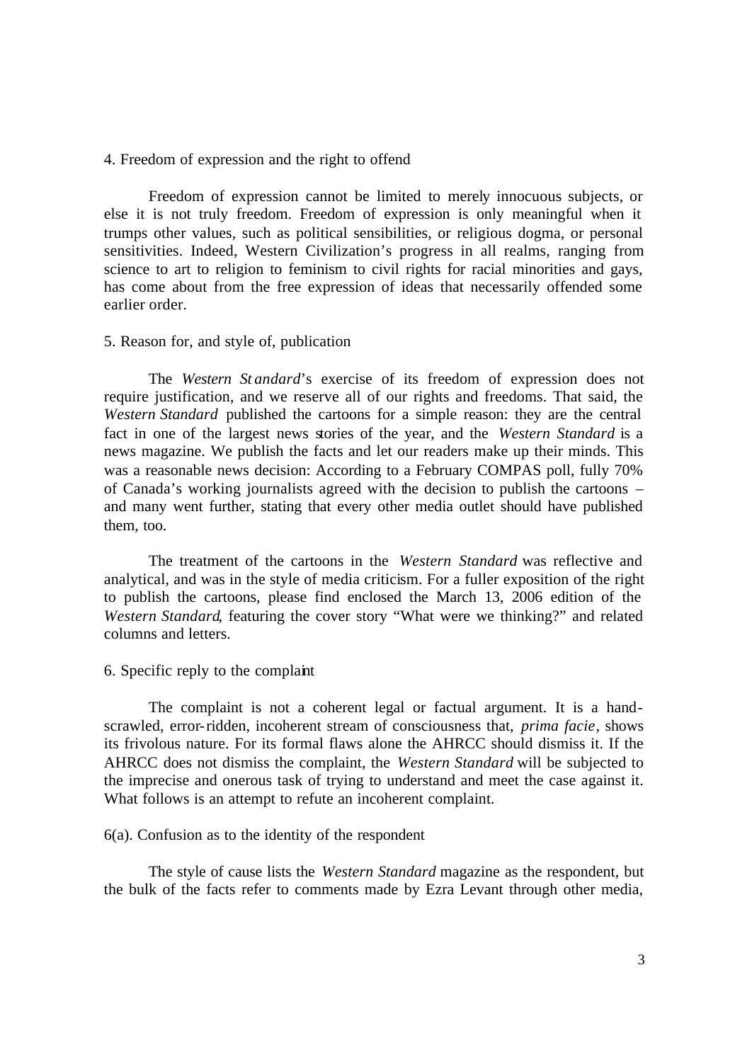## 4. Freedom of expression and the right to offend

Freedom of expression cannot be limited to merely innocuous subjects, or else it is not truly freedom. Freedom of expression is only meaningful when it trumps other values, such as political sensibilities, or religious dogma, or personal sensitivities. Indeed, Western Civilization's progress in all realms, ranging from science to art to religion to feminism to civil rights for racial minorities and gays, has come about from the free expression of ideas that necessarily offended some earlier order.

## 5. Reason for, and style of, publication

The *Western Standard*'s exercise of its freedom of expression does not require justification, and we reserve all of our rights and freedoms. That said, the *Western Standard* published the cartoons for a simple reason: they are the central fact in one of the largest news stories of the year, and the *Western Standard* is a news magazine. We publish the facts and let our readers make up their minds. This was a reasonable news decision: According to a February COMPAS poll, fully 70% of Canada's working journalists agreed with the decision to publish the cartoons – and many went further, stating that every other media outlet should have published them, too.

The treatment of the cartoons in the *Western Standard* was reflective and analytical, and was in the style of media criticism. For a fuller exposition of the right to publish the cartoons, please find enclosed the March 13, 2006 edition of the *Western Standard*, featuring the cover story "What were we thinking?" and related columns and letters.

## 6. Specific reply to the complaint

The complaint is not a coherent legal or factual argument. It is a hand-scrawled, error-ridden, incoherent stream of consciousness that, *prima facie*, shows its frivolous nature. For its formal flaws alone the AHRCC should dismiss it. If the AHRCC does not dismiss the complaint, the *Western Standard* will be subjected to the imprecise and onerous task of trying to understand and meet the case against it. What follows is an attempt to refute an incoherent complaint.

### 6(a). Confusion as to the identity of the respondent

The style of cause lists the *Western Standard* magazine as the respondent, but the bulk of the facts refer to comments made by Ezra Levant through other media,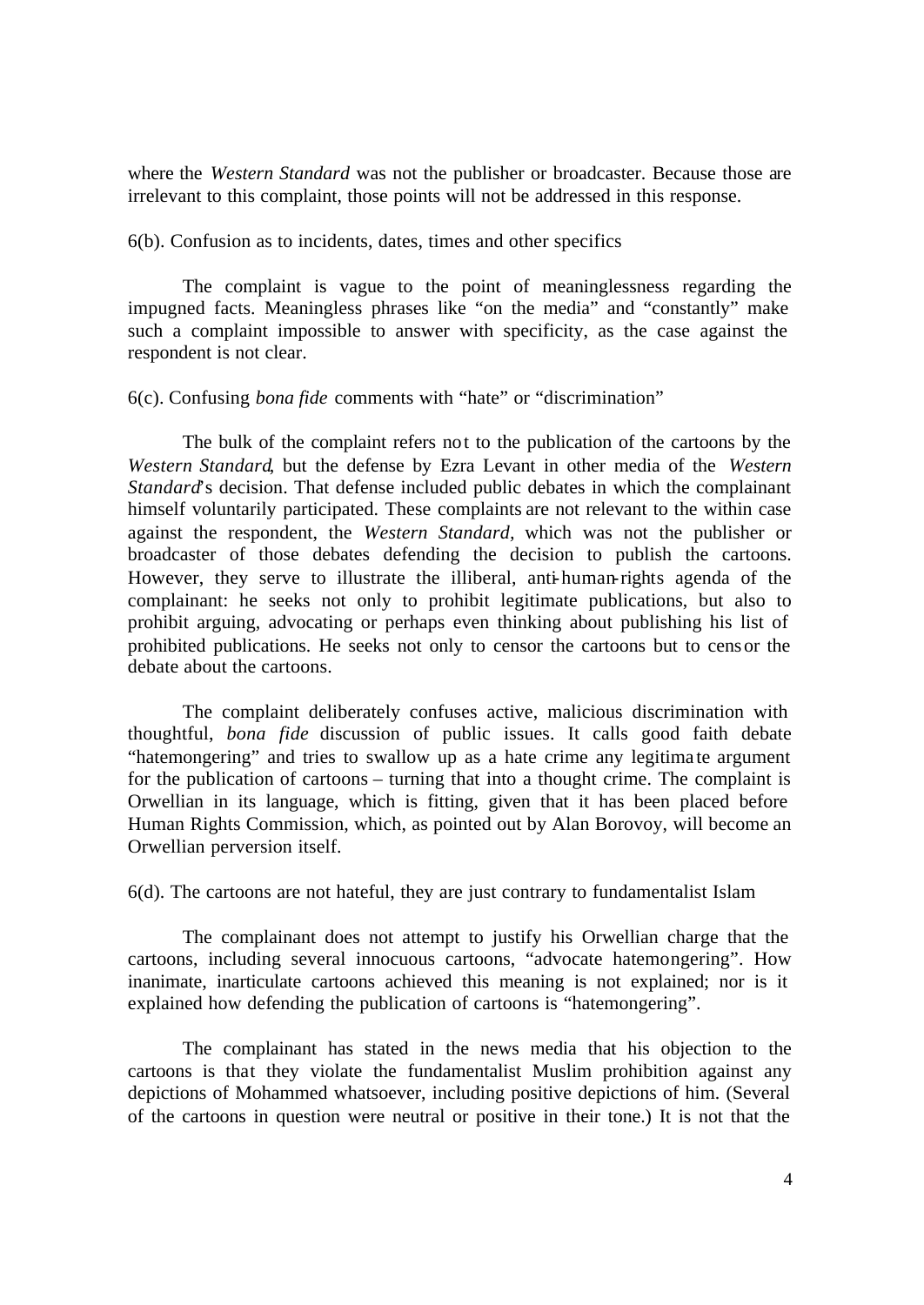where the *Western Standard* was not the publisher or broadcaster. Because those are irrelevant to this complaint, those points will not be addressed in this response.

6(b). Confusion as to incidents, dates, times and other specifics

The complaint is vague to the point of meaninglessness regarding the impugned facts. Meaningless phrases like "on the media" and "constantly" make such a complaint impossible to answer with specificity, as the case against the respondent is not clear.

6(c). Confusing *bona fide* comments with "hate" or "discrimination"

The bulk of the complaint refers not to the publication of the cartoons by the *Western Standard*, but the defense by Ezra Levant in other media of the *Western Standard*'s decision. That defense included public debates in which the complainant himself voluntarily participated. These complaints are not relevant to the within case against the respondent, the *Western Standard*, which was not the publisher or broadcaster of those debates defending the decision to publish the cartoons. However, they serve to illustrate the illiberal, anti-human-rights agenda of the complainant: he seeks not only to prohibit legitimate publications, but also to prohibit arguing, advocating or perhaps even thinking about publishing his list of prohibited publications. He seeks not only to censor the cartoons but to censor the debate about the cartoons.

The complaint deliberately confuses active, malicious discrimination with thoughtful, *bona fide* discussion of public issues. It calls good faith debate "hatemongering" and tries to swallow up as a hate crime any legitimate argument for the publication of cartoons – turning that into a thought crime. The complaint is Orwellian in its language, which is fitting, given that it has been placed before Human Rights Commission, which, as pointed out by Alan Borovoy, will become an Orwellian perversion itself.

6(d). The cartoons are not hateful, they are just contrary to fundamentalist Islam

The complainant does not attempt to justify his Orwellian charge that the cartoons, including several innocuous cartoons, "advocate hatemongering". How inanimate, inarticulate cartoons achieved this meaning is not explained; nor is it explained how defending the publication of cartoons is "hatemongering".

The complainant has stated in the news media that his objection to the cartoons is that they violate the fundamentalist Muslim prohibition against any depictions of Mohammed whatsoever, including positive depictions of him. (Several of the cartoons in question were neutral or positive in their tone.) It is not that the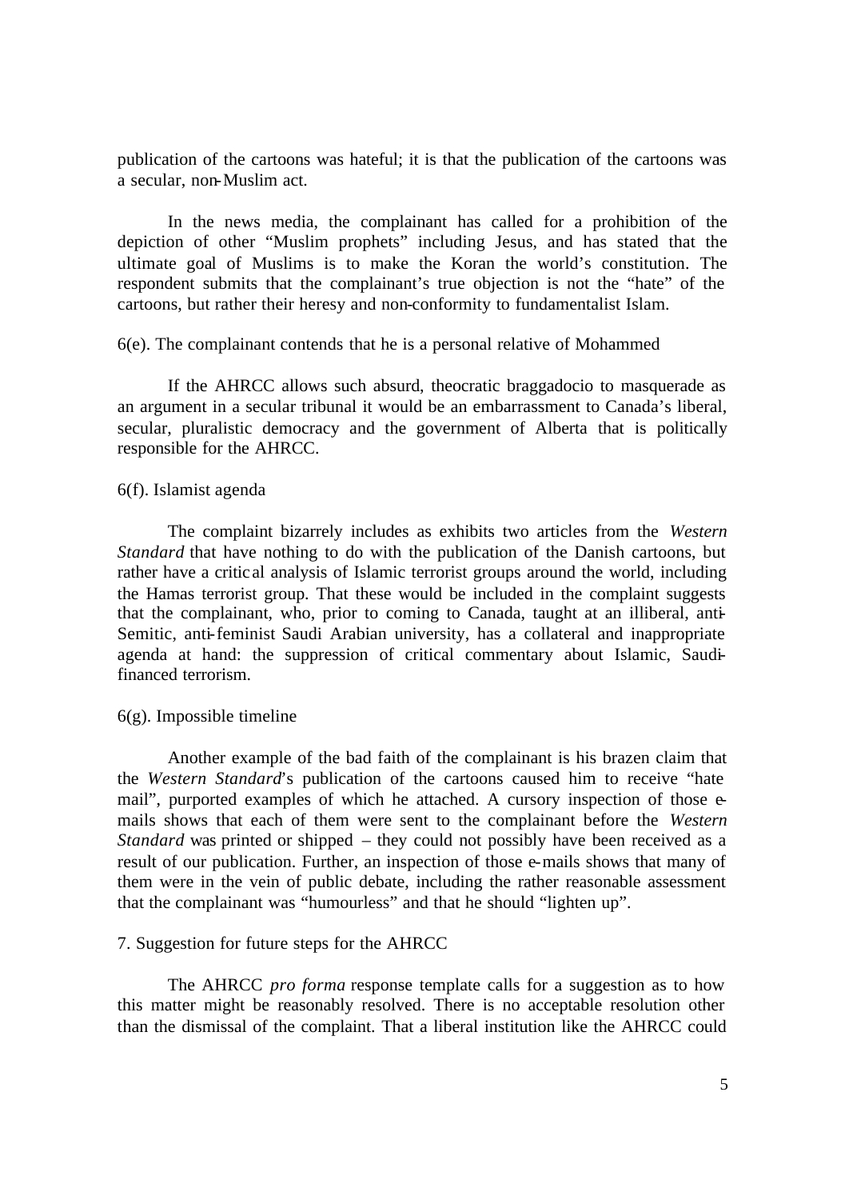publication of the cartoons was hateful; it is that the publication of the cartoons was a secular, non-Muslim act.

In the news media, the complainant has called for a prohibition of the depiction of other "Muslim prophets" including Jesus, and has stated that the ultimate goal of Muslims is to make the Koran the world's constitution. The respondent submits that the complainant's true objection is not the "hate" of the cartoons, but rather their heresy and non-conformity to fundamentalist Islam.

6(e). The complainant contends that he is a personal relative of Mohammed

If the AHRCC allows such absurd, theocratic braggadocio to masquerade as an argument in a secular tribunal it would be an embarrassment to Canada's liberal, secular, pluralistic democracy and the government of Alberta that is politically responsible for the AHRCC.

6(f). Islamist agenda

The complaint bizarrely includes as exhibits two articles from the *Western Standard* that have nothing to do with the publication of the Danish cartoons, but rather have a critical analysis of Islamic terrorist groups around the world, including the Hamas terrorist group. That these would be included in the complaint suggests that the complainant, who, prior to coming to Canada, taught at an illiberal, anti-Semitic, anti-feminist Saudi Arabian university, has a collateral and inappropriate agenda at hand: the suppression of critical commentary about Islamic, Saudi-financed terrorism.

6(g). Impossible timeline

Another example of the bad faith of the complainant is his brazen claim that the *Western Standard*'s publication of the cartoons caused him to receive "hate mail", purported examples of which he attached. A cursory inspection of those e-mails shows that each of them were sent to the complainant before the *Western Standard* was printed or shipped – they could not possibly have been received as a result of our publication. Further, an inspection of those e-mails shows that many of them were in the vein of public debate, including the rather reasonable assessment that the complainant was "humourless" and that he should "lighten up".

7. Suggestion for future steps for the AHRCC

The AHRCC *pro forma* response template calls for a suggestion as to how this matter might be reasonably resolved. There is no acceptable resolution other than the dismissal of the complaint. That a liberal institution like the AHRCC could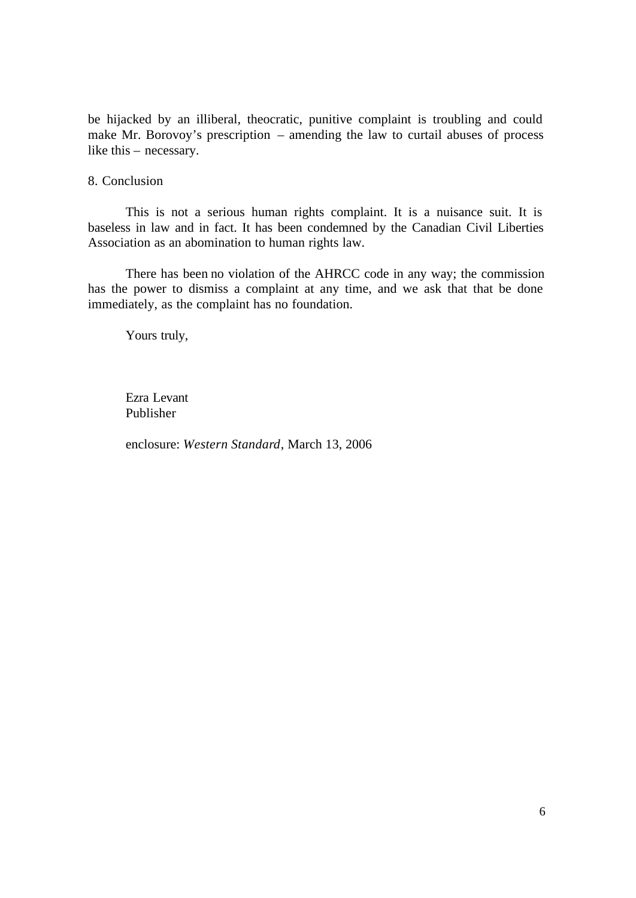be hijacked by an illiberal, theocratic, punitive complaint is troubling and could make Mr. Borovoy's prescription – amending the law to curtail abuses of process like this – necessary.

8. Conclusion

This is not a serious human rights complaint. It is a nuisance suit. It is baseless in law and in fact. It has been condemned by the Canadian Civil Liberties Association as an abomination to human rights law.

There has been no violation of the AHRCC code in any way; the commission has the power to dismiss a complaint at any time, and we ask that that be done immediately, as the complaint has no foundation.

Yours truly,

Ezra Levant
Publisher

enclosure: *Western Standard*, March 13, 2006